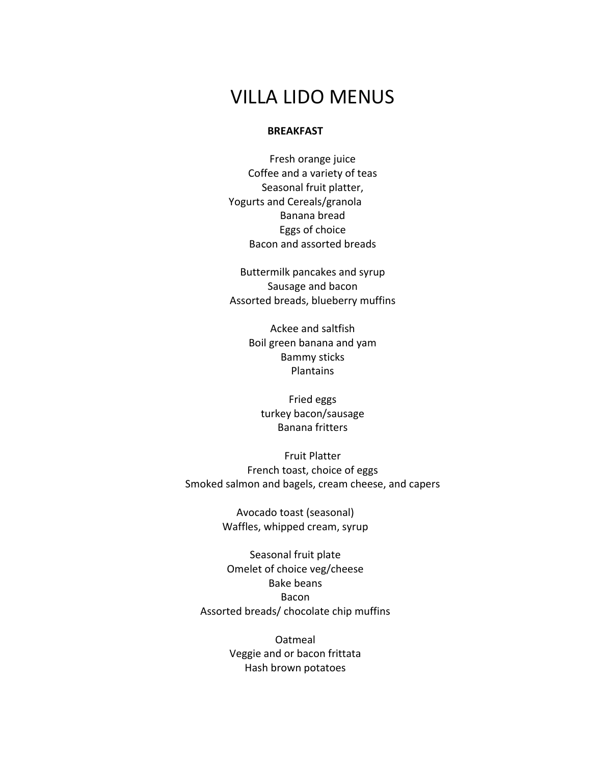# VILLA LIDO MENUS

**BREAKFAST**

Fresh orange juice
Coffee and a variety of teas
Seasonal fruit platter,
Yogurts and Cereals/granola
Banana bread
Eggs of choice
Bacon and assorted breads

Buttermilk pancakes and syrup
Sausage and bacon
Assorted breads, blueberry muffins

Ackee and saltfish
Boil green banana and yam
Bammy sticks
Plantains

Fried eggs
turkey bacon/sausage
Banana fritters

Fruit Platter
French toast, choice of eggs
Smoked salmon and bagels, cream cheese, and capers

Avocado toast (seasonal)
Waffles, whipped cream, syrup

Seasonal fruit plate
Omelet of choice veg/cheese
Bake beans
Bacon
Assorted breads/ chocolate chip muffins

Oatmeal
Veggie and or bacon frittata
Hash brown potatoes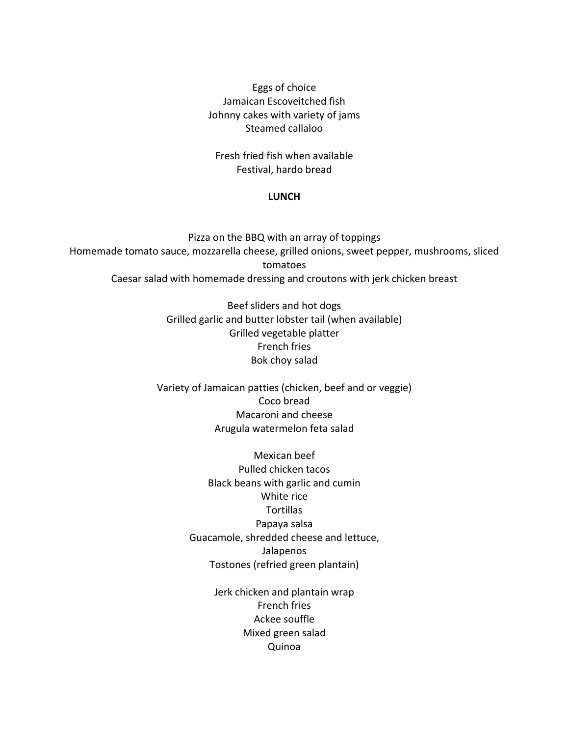Eggs of choice
Jamaican Escoveitched fish
Johnny cakes with variety of jams
Steamed callaloo

Fresh fried fish when available
Festival, hardo bread

**LUNCH**

Pizza on the BBQ with an array of toppings
Homemade tomato sauce, mozzarella cheese, grilled onions, sweet pepper, mushrooms, sliced tomatoes
Caesar salad with homemade dressing and croutons with jerk chicken breast

Beef sliders and hot dogs
Grilled garlic and butter lobster tail (when available)
Grilled vegetable platter
French fries
Bok choy salad

Variety of Jamaican patties (chicken, beef and or veggie)
Coco bread
Macaroni and cheese
Arugula watermelon feta salad

Mexican beef
Pulled chicken tacos
Black beans with garlic and cumin
White rice
Tortillas
Papaya salsa
Guacamole, shredded cheese and lettuce,
Jalapenos
Tostones (refried green plantain)

Jerk chicken and plantain wrap
French fries
Ackee souffle
Mixed green salad
Quinoa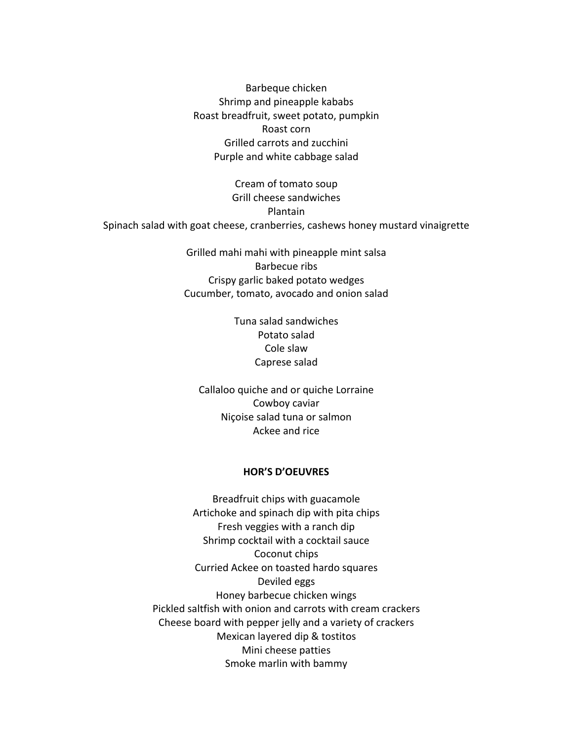Barbeque chicken
Shrimp and pineapple kababs
Roast breadfruit, sweet potato, pumpkin
Roast corn
Grilled carrots and zucchini
Purple and white cabbage salad

Cream of tomato soup
Grill cheese sandwiches
Plantain
Spinach salad with goat cheese, cranberries, cashews honey mustard vinaigrette

Grilled mahi mahi with pineapple mint salsa
Barbecue ribs
Crispy garlic baked potato wedges
Cucumber, tomato, avocado and onion salad

Tuna salad sandwiches
Potato salad
Cole slaw
Caprese salad

Callaloo quiche and or quiche Lorraine
Cowboy caviar
Niçoise salad tuna or salmon
Ackee and rice

**HOR'S D'OEUVRES**

Breadfruit chips with guacamole
Artichoke and spinach dip with pita chips
Fresh veggies with a ranch dip
Shrimp cocktail with a cocktail sauce
Coconut chips
Curried Ackee on toasted hardo squares
Deviled eggs
Honey barbecue chicken wings
Pickled saltfish with onion and carrots with cream crackers
Cheese board with pepper jelly and a variety of crackers
Mexican layered dip & tostitos
Mini cheese patties
Smoke marlin with bammy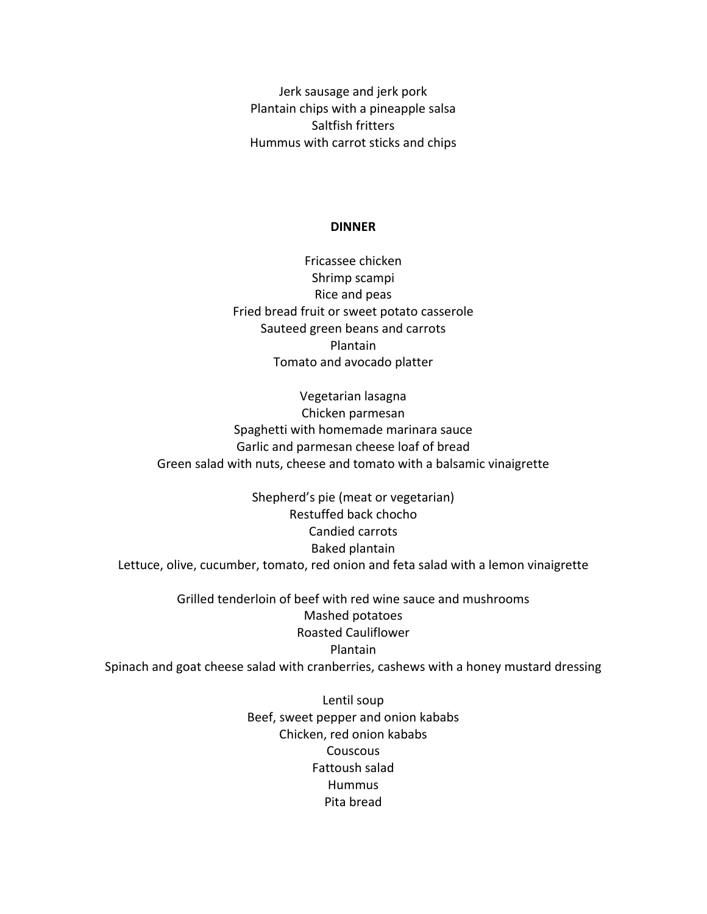Jerk sausage and jerk pork
Plantain chips with a pineapple salsa
Saltfish fritters
Hummus with carrot sticks and chips

## DINNER

Fricassee chicken
Shrimp scampi
Rice and peas
Fried bread fruit or sweet potato casserole
Sauteed green beans and carrots
Plantain
Tomato and avocado platter

Vegetarian lasagna
Chicken parmesan
Spaghetti with homemade marinara sauce
Garlic and parmesan cheese loaf of bread
Green salad with nuts, cheese and tomato with a balsamic vinaigrette

Shepherd's pie (meat or vegetarian)
Restuffed back chocho
Candied carrots
Baked plantain
Lettuce, olive, cucumber, tomato, red onion and feta salad with a lemon vinaigrette

Grilled tenderloin of beef with red wine sauce and mushrooms
Mashed potatoes
Roasted Cauliflower
Plantain
Spinach and goat cheese salad with cranberries, cashews with a honey mustard dressing

Lentil soup
Beef, sweet pepper and onion kababs
Chicken, red onion kababs
Couscous
Fattoush salad
Hummus
Pita bread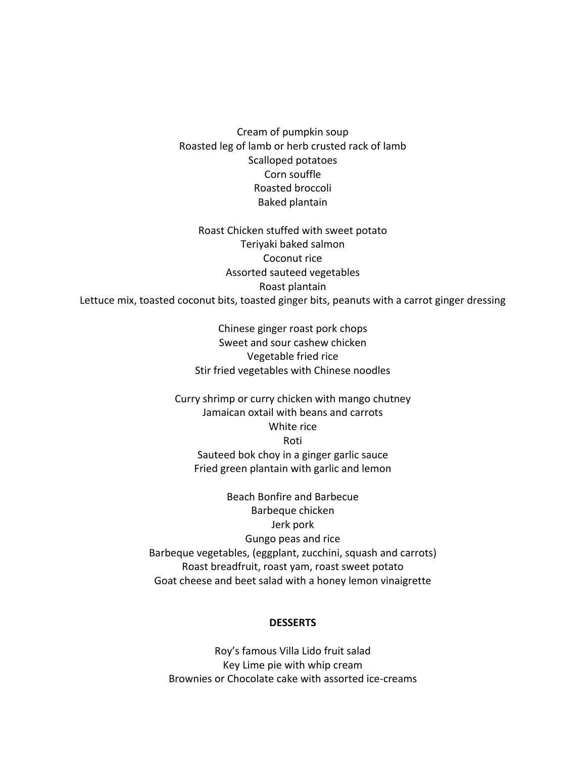Cream of pumpkin soup
Roasted leg of lamb or herb crusted rack of lamb
Scalloped potatoes
Corn souffle
Roasted broccoli
Baked plantain

Roast Chicken stuffed with sweet potato
Teriyaki baked salmon
Coconut rice
Assorted sauteed vegetables
Roast plantain
Lettuce mix, toasted coconut bits, toasted ginger bits, peanuts with a carrot ginger dressing

Chinese ginger roast pork chops
Sweet and sour cashew chicken
Vegetable fried rice
Stir fried vegetables with Chinese noodles

Curry shrimp or curry chicken with mango chutney
Jamaican oxtail with beans and carrots
White rice
Roti
Sauteed bok choy in a ginger garlic sauce
Fried green plantain with garlic and lemon

Beach Bonfire and Barbecue
Barbeque chicken
Jerk pork
Gungo peas and rice
Barbeque vegetables, (eggplant, zucchini, squash and carrots)
Roast breadfruit, roast yam, roast sweet potato
Goat cheese and beet salad with a honey lemon vinaigrette

**DESSERTS**

Roy's famous Villa Lido fruit salad
Key Lime pie with whip cream
Brownies or Chocolate cake with assorted ice-creams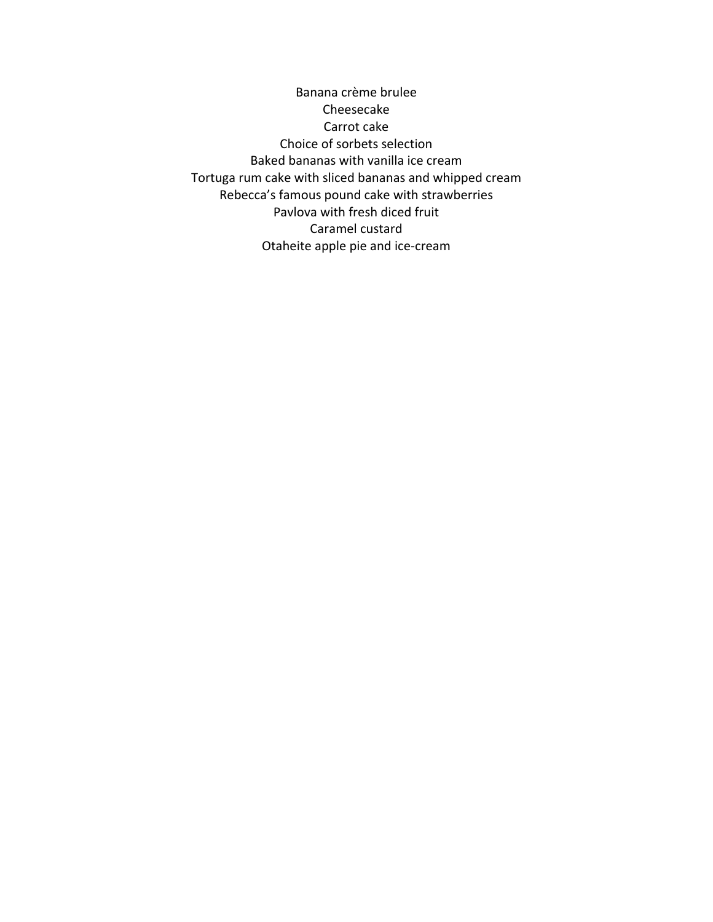Banana crème brulee
Cheesecake
Carrot cake
Choice of sorbets selection
Baked bananas with vanilla ice cream
Tortuga rum cake with sliced bananas and whipped cream
Rebecca's famous pound cake with strawberries
Pavlova with fresh diced fruit
Caramel custard
Otaheite apple pie and ice-cream